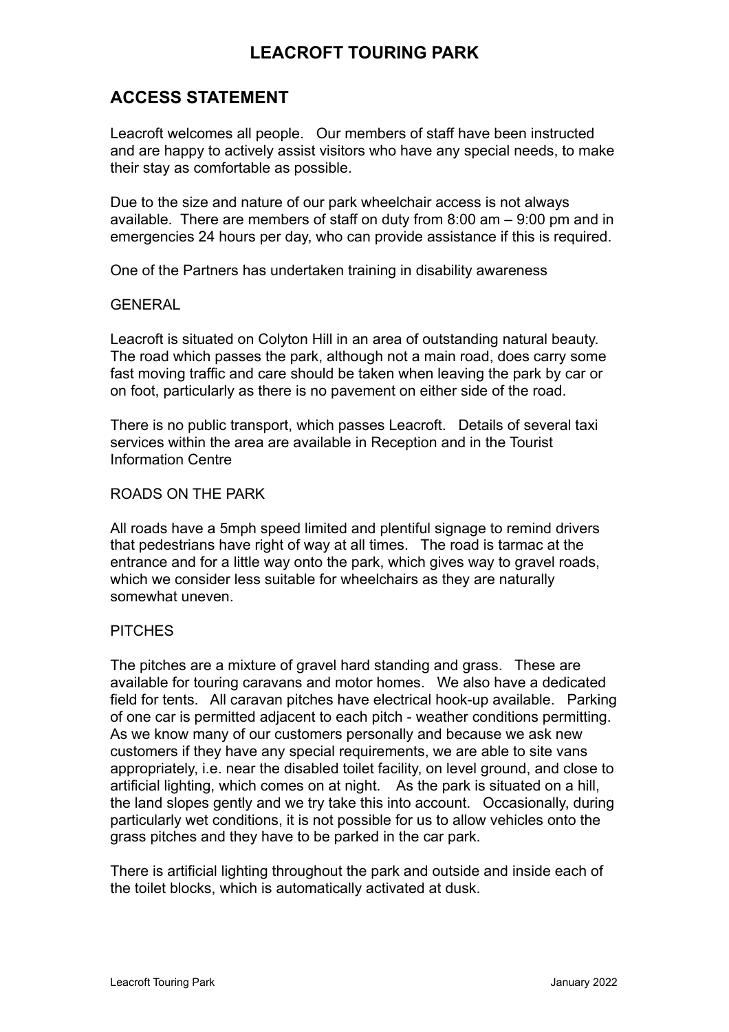# LEACROFT TOURING PARK

## ACCESS STATEMENT

Leacroft welcomes all people. Our members of staff have been instructed and are happy to actively assist visitors who have any special needs, to make their stay as comfortable as possible.

Due to the size and nature of our park wheelchair access is not always available. There are members of staff on duty from 8:00 am – 9:00 pm and in emergencies 24 hours per day, who can provide assistance if this is required.

One of the Partners has undertaken training in disability awareness

GENERAL

Leacroft is situated on Colyton Hill in an area of outstanding natural beauty. The road which passes the park, although not a main road, does carry some fast moving traffic and care should be taken when leaving the park by car or on foot, particularly as there is no pavement on either side of the road.

There is no public transport, which passes Leacroft. Details of several taxi services within the area are available in Reception and in the Tourist Information Centre

ROADS ON THE PARK

All roads have a 5mph speed limited and plentiful signage to remind drivers that pedestrians have right of way at all times. The road is tarmac at the entrance and for a little way onto the park, which gives way to gravel roads, which we consider less suitable for wheelchairs as they are naturally somewhat uneven.

PITCHES

The pitches are a mixture of gravel hard standing and grass. These are available for touring caravans and motor homes. We also have a dedicated field for tents. All caravan pitches have electrical hook-up available. Parking of one car is permitted adjacent to each pitch - weather conditions permitting. As we know many of our customers personally and because we ask new customers if they have any special requirements, we are able to site vans appropriately, i.e. near the disabled toilet facility, on level ground, and close to artificial lighting, which comes on at night. As the park is situated on a hill, the land slopes gently and we try take this into account. Occasionally, during particularly wet conditions, it is not possible for us to allow vehicles onto the grass pitches and they have to be parked in the car park.

There is artificial lighting throughout the park and outside and inside each of the toilet blocks, which is automatically activated at dusk.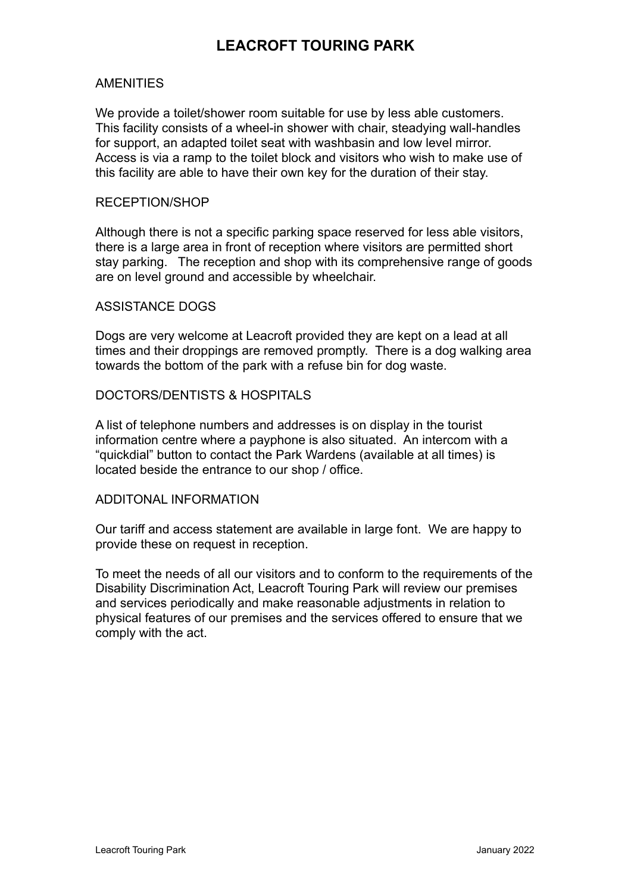# LEACROFT TOURING PARK

## AMENITIES

We provide a toilet/shower room suitable for use by less able customers. This facility consists of a wheel-in shower with chair, steadying wall-handles for support, an adapted toilet seat with washbasin and low level mirror. Access is via a ramp to the toilet block and visitors who wish to make use of this facility are able to have their own key for the duration of their stay.

## RECEPTION/SHOP

Although there is not a specific parking space reserved for less able visitors, there is a large area in front of reception where visitors are permitted short stay parking. The reception and shop with its comprehensive range of goods are on level ground and accessible by wheelchair.

## ASSISTANCE DOGS

Dogs are very welcome at Leacroft provided they are kept on a lead at all times and their droppings are removed promptly. There is a dog walking area towards the bottom of the park with a refuse bin for dog waste.

## DOCTORS/DENTISTS & HOSPITALS

A list of telephone numbers and addresses is on display in the tourist information centre where a payphone is also situated. An intercom with a "quickdial" button to contact the Park Wardens (available at all times) is located beside the entrance to our shop / office.

## ADDITONAL INFORMATION

Our tariff and access statement are available in large font. We are happy to provide these on request in reception.

To meet the needs of all our visitors and to conform to the requirements of the Disability Discrimination Act, Leacroft Touring Park will review our premises and services periodically and make reasonable adjustments in relation to physical features of our premises and the services offered to ensure that we comply with the act.

Leacroft Touring Park January 2022